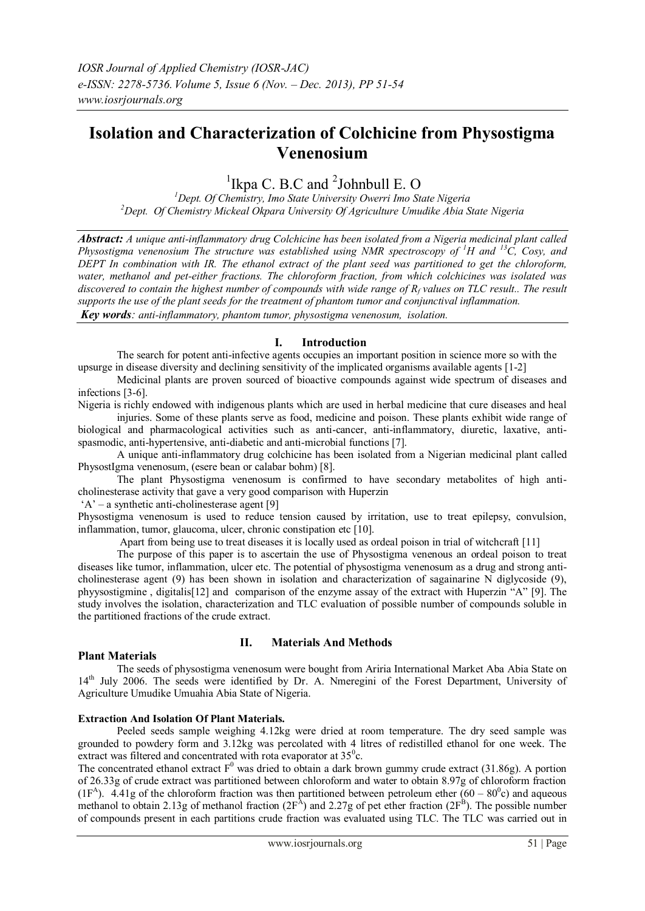# Isolation and Characterization of Colchicine from Physostigma Venenosium

[1]Ikpa C. B.C and [2]Johnbull E. O

[1]Dept. Of Chemistry, Imo State University Owerri Imo State Nigeria
[2]Dept. Of Chemistry Mickeal Okpara University Of Agriculture Umudike Abia State Nigeria

***Abstract:*** *A unique anti-inflammatory drug Colchicine has been isolated from a Nigeria medicinal plant called Physostigma venenosium The structure was established using NMR spectroscopy of $^1H$ and $^{13}C$, Cosy, and DEPT In combination with IR. The ethanol extract of the plant seed was partitioned to get the chloroform, water, methanol and pet-either fractions. The chloroform fraction, from which colchicines was isolated was discovered to contain the highest number of compounds with wide range of $R_f$ values on TLC result.. The result supports the use of the plant seeds for the treatment of phantom tumor and conjunctival inflammation.*

***Key words****: anti-inflammatory, phantom tumor, physostigma venenosum, isolation.*

## I. Introduction

The search for potent anti-infective agents occupies an important position in science more so with the upsurge in disease diversity and declining sensitivity of the implicated organisms available agents [1-2]

Medicinal plants are proven sourced of bioactive compounds against wide spectrum of diseases and infections [3-6].

Nigeria is richly endowed with indigenous plants which are used in herbal medicine that cure diseases and heal injuries. Some of these plants serve as food, medicine and poison. These plants exhibit wide range of biological and pharmacological activities such as anti-cancer, anti-inflammatory, diuretic, laxative, anti-spasmodic, anti-hypertensive, anti-diabetic and anti-microbial functions [7].

A unique anti-inflammatory drug colchicine has been isolated from a Nigerian medicinal plant called PhysostIgma venenosum, (esere bean or calabar bohm) [8].

The plant Physostigma venenosum is confirmed to have secondary metabolites of high anti-cholinesterase activity that gave a very good comparison with Huperzin 'A' – a synthetic anti-cholinesterase agent [9]

Physostigma venenosum is used to reduce tension caused by irritation, use to treat epilepsy, convulsion, inflammation, tumor, glaucoma, ulcer, chronic constipation etc [10].

Apart from being use to treat diseases it is locally used as ordeal poison in trial of witchcraft [11]

The purpose of this paper is to ascertain the use of Physostigma venenous an ordeal poison to treat diseases like tumor, inflammation, ulcer etc. The potential of physostigma venenosum as a drug and strong anti-cholinesterase agent (9) has been shown in isolation and characterization of sagainarine N diglycoside (9), phyysostigmine , digitalis[12] and comparison of the enzyme assay of the extract with Huperzin "A" [9]. The study involves the isolation, characterization and TLC evaluation of possible number of compounds soluble in the partitioned fractions of the crude extract.

## II. Materials And Methods

### Plant Materials

The seeds of physostigma venenosum were bought from Ariria International Market Aba Abia State on 14th July 2006. The seeds were identified by Dr. A. Nmeregini of the Forest Department, University of Agriculture Umudike Umuahia Abia State of Nigeria.

### Extraction And Isolation Of Plant Materials.

Peeled seeds sample weighing 4.12kg were dried at room temperature. The dry seed sample was grounded to powdery form and 3.12kg was percolated with 4 litres of redistilled ethanol for one week. The extract was filtered and concentrated with rota evaporator at $35^0$c.

The concentrated ethanol extract $F^0$ was dried to obtain a dark brown gummy crude extract (31.86g). A portion of 26.33g of crude extract was partitioned between chloroform and water to obtain 8.97g of chloroform fraction ($1F^A$). 4.41g of the chloroform fraction was then partitioned between petroleum ether ($60 – 80^0$c) and aqueous methanol to obtain 2.13g of methanol fraction ($2F^A$) and 2.27g of pet ether fraction ($2F^B$). The possible number of compounds present in each partitions crude fraction was evaluated using TLC. The TLC was carried out in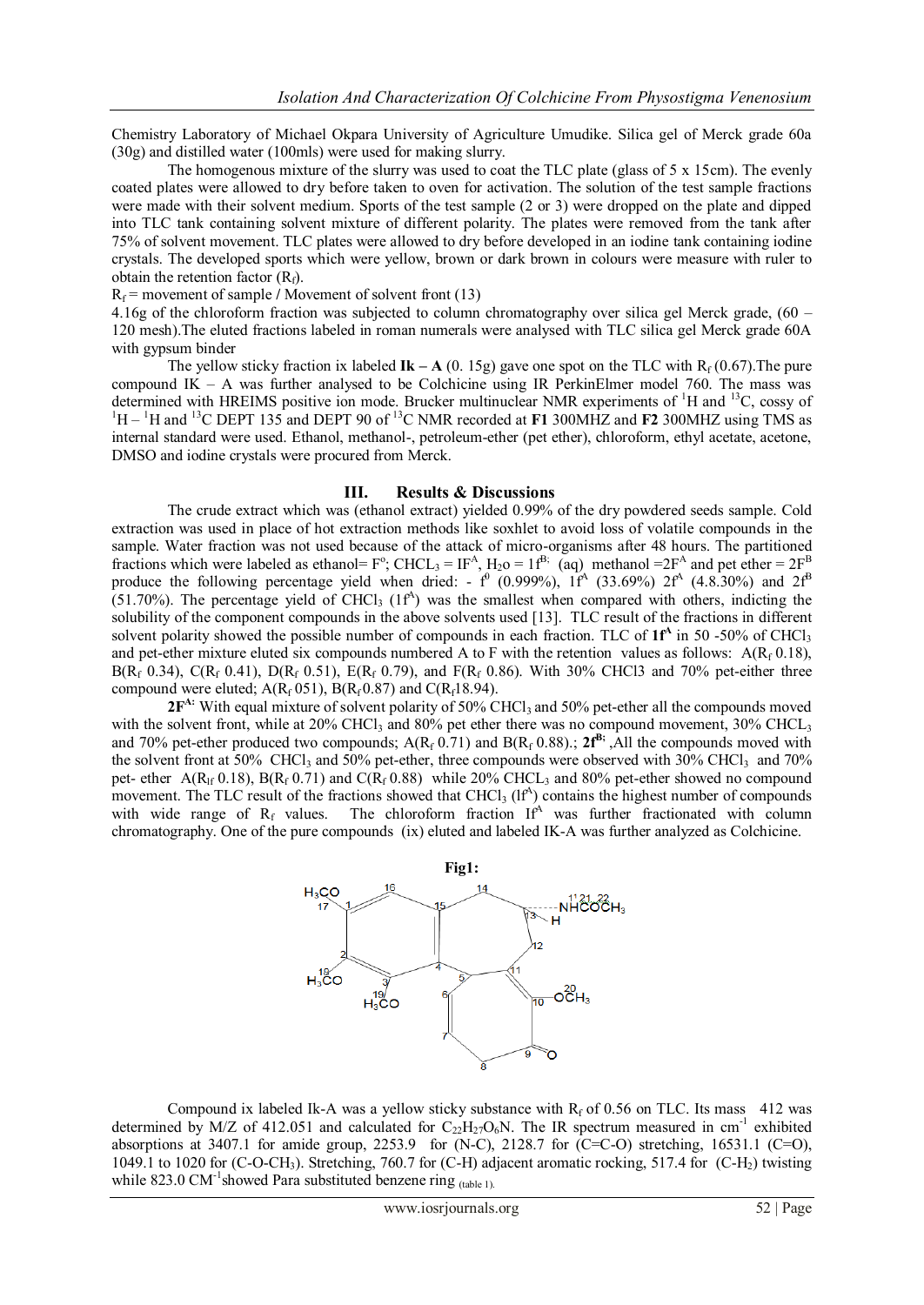Chemistry Laboratory of Michael Okpara University of Agriculture Umudike. Silica gel of Merck grade 60a (30g) and distilled water (100mls) were used for making slurry.

The homogenous mixture of the slurry was used to coat the TLC plate (glass of 5 x 15cm). The evenly coated plates were allowed to dry before taken to oven for activation. The solution of the test sample fractions were made with their solvent medium. Sports of the test sample (2 or 3) were dropped on the plate and dipped into TLC tank containing solvent mixture of different polarity. The plates were removed from the tank after 75% of solvent movement. TLC plates were allowed to dry before developed in an iodine tank containing iodine crystals. The developed sports which were yellow, brown or dark brown in colours were measure with ruler to obtain the retention factor ($R_f$).

$R_f$ = movement of sample / Movement of solvent front (13)

4.16g of the chloroform fraction was subjected to column chromatography over silica gel Merck grade, (60 – 120 mesh).The eluted fractions labeled in roman numerals were analysed with TLC silica gel Merck grade 60A with gypsum binder

The yellow sticky fraction ix labeled **Ik – A** (0. 15g) gave one spot on the TLC with $R_f$ (0.67).The pure compound IK – A was further analysed to be Colchicine using IR PerkinElmer model 760. The mass was determined with HREIMS positive ion mode. Brucker multinuclear NMR experiments of $^1H$ and $^{13}C$, cossy of $^1H$ – $^1H$ and $^{13}C$ DEPT 135 and DEPT 90 of $^{13}C$ NMR recorded at **F1** 300MHZ and **F2** 300MHZ using TMS as internal standard were used. Ethanol, methanol-, petroleum-ether (pet ether), chloroform, ethyl acetate, acetone, DMSO and iodine crystals were procured from Merck.

## III. Results & Discussions

The crude extract which was (ethanol extract) yielded 0.99% of the dry powdered seeds sample. Cold extraction was used in place of hot extraction methods like soxhlet to avoid loss of volatile compounds in the sample. Water fraction was not used because of the attack of micro-organisms after 48 hours. The partitioned fractions which were labeled as ethanol= $F^o$; $CHCL_3$ = $IF^A$, $H_2o$ = $1f^{B:}$ (aq) methanol =$2F^A$ and pet ether = $2F^B$ produce the following percentage yield when dried: - $f^0$ (0.999%), $1f^A$ (33.69%) $2f^A$ (4.8.30%) and $2f^B$ (51.70%). The percentage yield of $CHCl_3$ ($1f^A$) was the smallest when compared with others, indicting the solubility of the component compounds in the above solvents used [13]. TLC result of the fractions in different solvent polarity showed the possible number of compounds in each fraction. TLC of $\mathbf{1f^A}$ in 50 -50% of $CHCl_3$ and pet-ether mixture eluted six compounds numbered A to F with the retention values as follows: A($R_f$ 0.18), B($R_f$ 0.34), C($R_f$ 0.41), D($R_f$ 0.51), E($R_f$ 0.79), and F($R_f$ 0.86). With 30% CHCl3 and 70% pet-either three compound were eluted; A($R_f$ 051), B($R_f$0.87) and C($R_f$18.94).

$\mathbf{2F^{A:}}$ With equal mixture of solvent polarity of 50% $CHCl_3$ and 50% pet-ether all the compounds moved with the solvent front, while at 20% $CHCl_3$ and 80% pet ether there was no compound movement, 30% $CHCL_3$ and 70% pet-ether produced two compounds; A($R_f$ 0.71) and B($R_f$ 0.88).; $\mathbf{2f^{B;}}$ ,All the compounds moved with the solvent front at 50% $CHCl_3$ and 50% pet-ether, three compounds were observed with 30% $CHCl_3$ and 70% pet- ether A($R_{lf}$ 0.18), B($R_f$ 0.71) and C($R_f$ 0.88) while 20% $CHCL_3$ and 80% pet-ether showed no compound movement. The TLC result of the fractions showed that $CHCl_3$ ($lf^A$) contains the highest number of compounds with wide range of $R_f$ values. The chloroform fraction $If^A$ was further fractionated with column chromatography. One of the pure compounds (ix) eluted and labeled IK-A was further analyzed as Colchicine.

**Fig1:**

Compound ix labeled Ik-A was a yellow sticky substance with $R_f$ of 0.56 on TLC. Its mass 412 was determined by M/Z of 412.051 and calculated for $C_{22}H_{27}O_6N$. The IR spectrum measured in $cm^{-1}$ exhibited absorptions at 3407.1 for amide group, 2253.9 for (N-C), 2128.7 for (C=C-O) stretching, 16531.1 (C=O), 1049.1 to 1020 for (C-O-$CH_3$). Stretching, 760.7 for (C-H) adjacent aromatic rocking, 517.4 for (C-$H_2$) twisting while 823.0 $CM^{-1}$showed Para substituted benzene ring (table 1).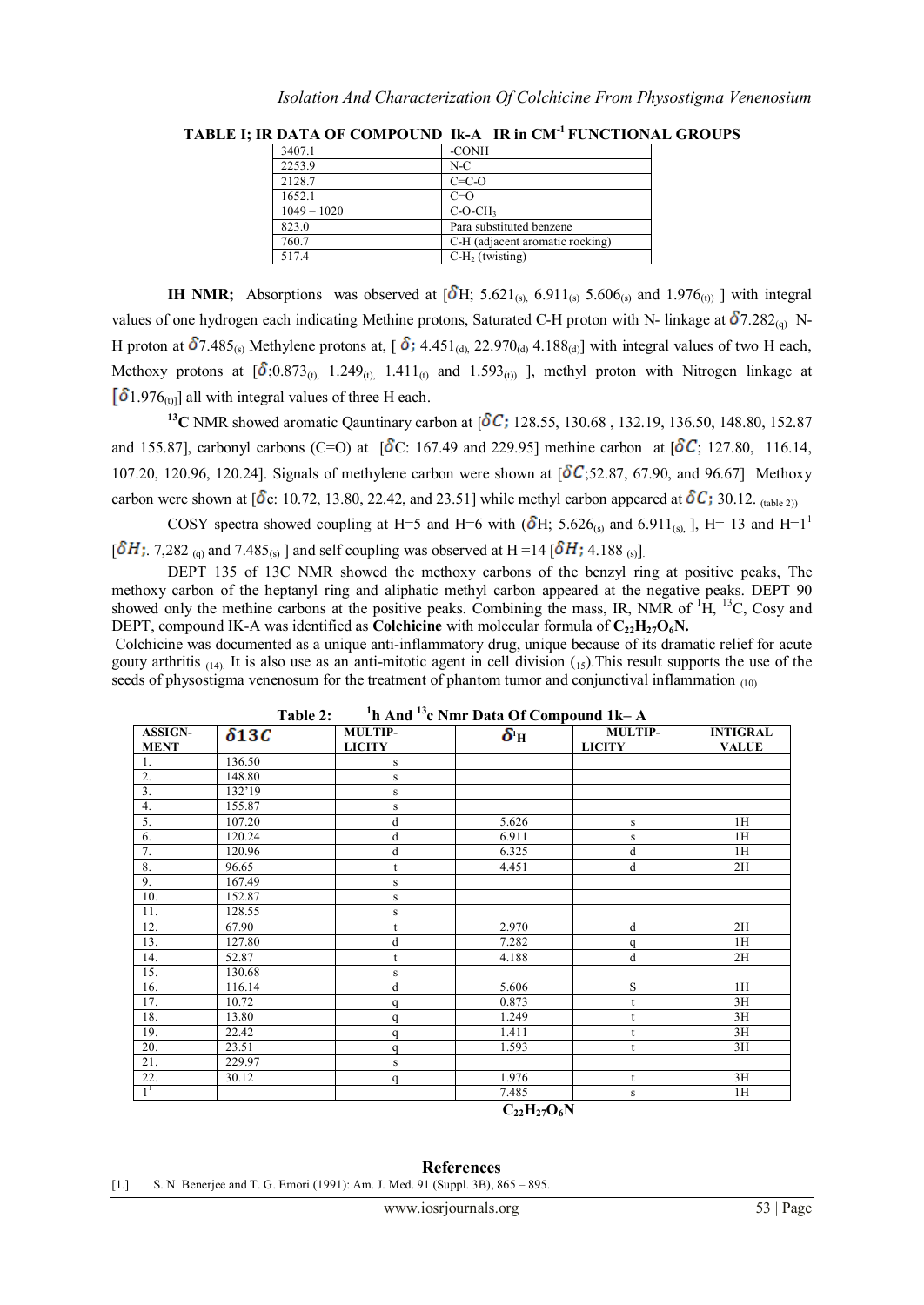**TABLE I; IR DATA OF COMPOUND Ik-A IR in $CM^{-1}$ FUNCTIONAL GROUPS**

| IR in $CM^{-1}$ | FUNCTIONAL GROUPS |
|---|---|
| 3407.1 | -CONH |
| 2253.9 | N-C |
| 2128.7 | C=C-O |
| 1652.1 | C=O |
| 1049 – 1020 | $C$-$O$-$CH_3$ |
| 823.0 | Para substituted benzene |
| 760.7 | C-H (adjacent aromatic rocking) |
| 517.4 | $C$-$H_2$ (twisting) |

**IH NMR;** Absorptions was observed at [$\delta$H; $5.621_{(s)}$, $6.911_{(s)}$ $5.606_{(s)}$ and $1.976_{(t))}$ ] with integral values of one hydrogen each indicating Methine protons, Saturated C-H proton with N- linkage at $\delta 7.282_{(q)}$ N-H proton at $\delta 7.485_{(s)}$ Methylene protons at, [ $\delta$; $4.451_{(d)}$, $22.970_{(d)}$ $4.188_{(d)}$] with integral values of two H each, Methoxy protons at [$\delta$;$0.873_{(t)}$, $1.249_{(t)}$, $1.411_{(t)}$ and $1.593_{(t))}$ ], methyl proton with Nitrogen linkage at [$\delta 1.976_{(t)}$] all with integral values of three H each.

**$^{13}$C** NMR showed aromatic Qauntinary carbon at [$\delta C$; 128.55, 130.68 , 132.19, 136.50, 148.80, 152.87 and 155.87], carbonyl carbons (C=O) at [$\delta$C: 167.49 and 229.95] methine carbon at [$\delta C$; 127.80, 116.14, 107.20, 120.96, 120.24]. Signals of methylene carbon were shown at [$\delta C$;52.87, 67.90, and 96.67] Methoxy carbon were shown at [$\delta$c: 10.72, 13.80, 22.42, and 23.51] while methyl carbon appeared at $\delta C$; 30.12. (table 2))

COSY spectra showed coupling at H=5 and H=6 with ($\delta$H; $5.626_{(s)}$ and $6.911_{(s)}$, ], H= 13 and H=1[1] [$\delta H$;. 7,282 $_{(q)}$ and $7.485_{(s)}$ ] and self coupling was observed at H =14 [$\delta H$; 4.188 $_{(s)}$].

DEPT 135 of 13C NMR showed the methoxy carbons of the benzyl ring at positive peaks, The methoxy carbon of the heptanyl ring and aliphatic methyl carbon appeared at the negative peaks. DEPT 90 showed only the methine carbons at the positive peaks. Combining the mass, IR, NMR of $^1$H, $^{13}$C, Cosy and DEPT, compound IK-A was identified as **Colchicine** with molecular formula of $C_{22}H_{27}O_6N$.

Colchicine was documented as a unique anti-inflammatory drug, unique because of its dramatic relief for acute gouty arthritis (14). It is also use as an anti-mitotic agent in cell division (15).This result supports the use of the seeds of physostigma venenosum for the treatment of phantom tumor and conjunctival inflammation (10)

**Table 2: $^1$h And $^{13}$c Nmr Data Of Compound 1k– A**

| ASSIGN-MENT | $\delta 13C$ | MULTIP-LICITY | $\delta^1$H | MULTIP-LICITY | INTIGRAL VALUE |
|---|---|---|---|---|---|
| 1. | 136.50 | s | | | |
| 2. | 148.80 | s | | | |
| 3. | 132'19 | s | | | |
| 4. | 155.87 | s | | | |
| 5. | 107.20 | d | 5.626 | s | 1H |
| 6. | 120.24 | d | 6.911 | s | 1H |
| 7. | 120.96 | d | 6.325 | d | 1H |
| 8. | 96.65 | t | 4.451 | d | 2H |
| 9. | 167.49 | s | | | |
| 10. | 152.87 | s | | | |
| 11. | 128.55 | s | | | |
| 12. | 67.90 | t | 2.970 | d | 2H |
| 13. | 127.80 | d | 7.282 | q | 1H |
| 14. | 52.87 | t | 4.188 | d | 2H |
| 15. | 130.68 | s | | | |
| 16. | 116.14 | d | 5.606 | S | 1H |
| 17. | 10.72 | q | 0.873 | t | 3H |
| 18. | 13.80 | q | 1.249 | t | 3H |
| 19. | 22.42 | q | 1.411 | t | 3H |
| 20. | 23.51 | q | 1.593 | t | 3H |
| 21. | 229.97 | s | | | |
| 22. | 30.12 | q | 1.976 | t | 3H |
| 1[1] | | | 7.485 | s | 1H |

$C_{22}H_{27}O_6N$

## References

[1.] S. N. Benerjee and T. G. Emori (1991): Am. J. Med. 91 (Suppl. 3B), 865 – 895.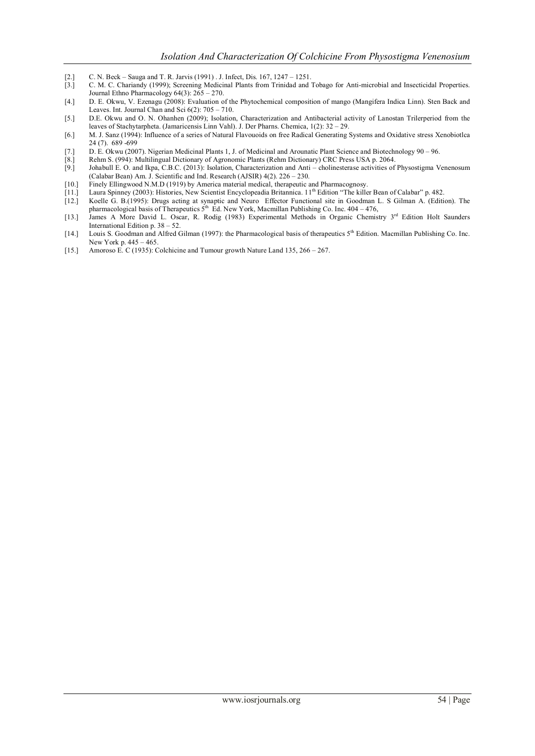[2.] C. N. Beck – Sauga and T. R. Jarvis (1991) . J. Infect, Dis. 167, 1247 – 1251.

[3.] C. M. C. Chariandy (1999); Screening Medicinal Plants from Trinidad and Tobago for Anti-microbial and Insecticidal Properties. Journal Ethno Pharmacology 64(3): 265 – 270.

[4.] D. E. Okwu, V. Ezenagu (2008): Evaluation of the Phytochemical composition of mango (Mangifera Indica Linn). Sten Back and Leaves. Int. Journal Chan and Sci 6(2): 705 – 710.

[5.] D.E. Okwu and O. N. Ohanhen (2009); Isolation, Characterization and Antibacterial activity of Lanostan Trilerperiod from the leaves of Stachytarpheta. (Jamaricensis Linn Vahl). J. Der Pharns. Chemica, 1(2): 32 – 29.

[6.] M. J. Sanz (1994): Influence of a series of Natural Flavouoids on free Radical Generating Systems and Oxidative stress Xenobiotlca 24 (7). 689 -699

[7.] D. E. Okwu (2007). Nigerian Medicinal Plants 1, J. of Medicinal and Arounatic Plant Science and Biotechnology 90 – 96.

[8.] Rehm S. (994): Multilingual Dictionary of Agronomic Plants (Rehm Dictionary) CRC Press USA p. 2064.

[9.] Johabull E. O. and Ikpa, C.B.C. (2013): Isolation, Characterization and Anti – cholinesterase activities of Physostigma Venenosum (Calabar Bean) Am. J. Scientific and Ind. Research (AJSIR) 4(2). 226 – 230.

[10.] Finely Ellingwood N.M.D (1919) by America material medical, therapeutic and Pharmacognosy.

[11.] Laura Spinney (2003): Histories, New Scientist Encyclopeadia Britannica. 11th Edition "The killer Bean of Calabar" p. 482.

[12.] Koelle G. B.(1995): Drugs acting at synaptic and Neuro Effector Functional site in Goodman L. S Gilman A. (Edition). The pharmacological basis of Therapeutics 5th Ed. New York, Macmillan Publishing Co. Inc. 404 – 476,

[13.] James A More David L. Oscar, R. Rodig (1983) Experimental Methods in Organic Chemistry 3rd Edition Holt Saunders International Edition p. 38 – 52.

[14.] Louis S. Goodman and Alfred Gilman (1997): the Pharmacological basis of therapeutics 5th Edition. Macmillan Publishing Co. Inc. New York p. 445 – 465.

[15.] Amoroso E. C (1935): Colchicine and Tumour growth Nature Land 135, 266 – 267.